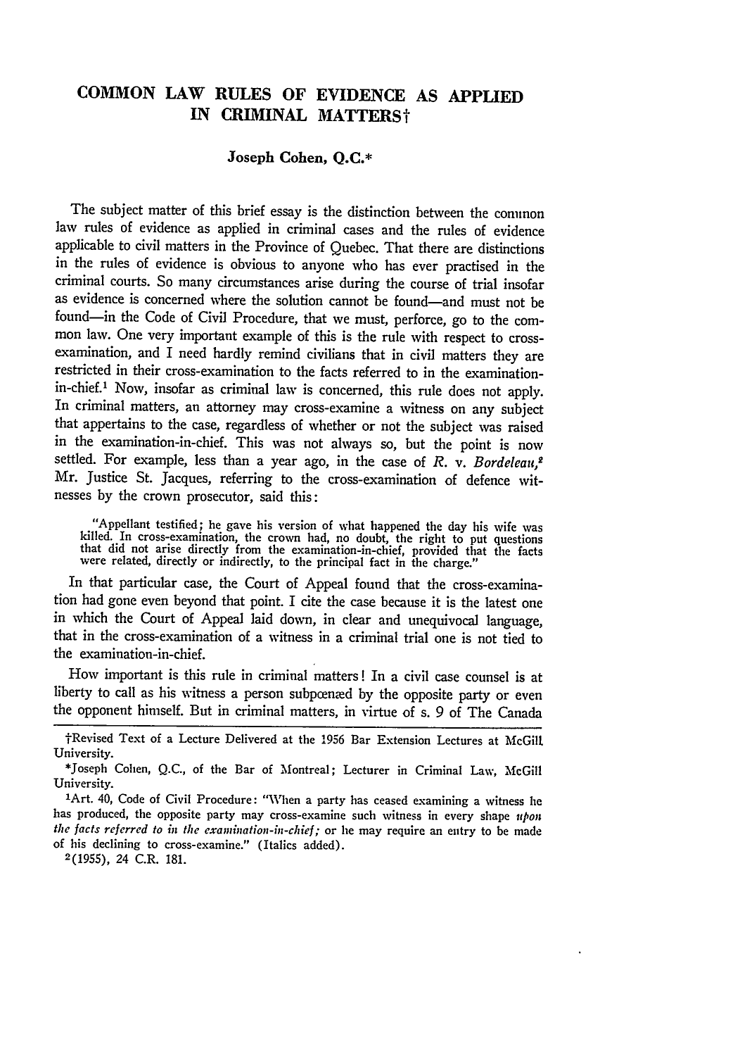# COMMON LAW RULES OF EVIDENCE AS APPLIED IN CRIMINAL MATTERS†

**Joseph Cohen, Q.C.\***

The subject matter of this brief essay is the distinction between the common law rules of evidence as applied in criminal cases and the rules of evidence applicable to civil matters in the Province of Quebec. That there are distinctions in the rules of evidence is obvious to anyone who has ever practised in the criminal courts. So many circumstances arise during the course of trial insofar as evidence is concerned where the solution cannot be found—and must not be found—in the Code of Civil Procedure, that we must, perforce, go to the common law. One very important example of this is the rule with respect to cross-examination, and I need hardly remind civilians that in civil matters they are restricted in their cross-examination to the facts referred to in the examination-in-chief.[1] Now, insofar as criminal law is concerned, this rule does not apply. In criminal matters, an attorney may cross-examine a witness on any subject that appertains to the case, regardless of whether or not the subject was raised in the examination-in-chief. This was not always so, but the point is now settled. For example, less than a year ago, in the case of *R. v. Bordeleau*,[2] Mr. Justice St. Jacques, referring to the cross-examination of defence witnesses by the crown prosecutor, said this:

> "Appellant testified; he gave his version of what happened the day his wife was killed. In cross-examination, the crown had, no doubt, the right to put questions that did not arise directly from the examination-in-chief, provided that the facts were related, directly or indirectly, to the principal fact in the charge."

In that particular case, the Court of Appeal found that the cross-examination had gone even beyond that point. I cite the case because it is the latest one in which the Court of Appeal laid down, in clear and unequivocal language, that in the cross-examination of a witness in a criminal trial one is not tied to the examination-in-chief.

How important is this rule in criminal matters! In a civil case counsel is at liberty to call as his witness a person subpœnæd by the opposite party or even the opponent himself. But in criminal matters, in virtue of s. 9 of The Canada

---

†Revised Text of a Lecture Delivered at the 1956 Bar Extension Lectures at McGill University.

\*Joseph Cohen, Q.C., of the Bar of Montreal; Lecturer in Criminal Law, McGill University.

[1] Art. 40, Code of Civil Procedure: "When a party has ceased examining a witness he has produced, the opposite party may cross-examine such witness in every shape *upon the facts referred to in the examination-in-chief*; or he may require an entry to be made of his declining to cross-examine." (Italics added).

[2] (1955), 24 C.R. 181.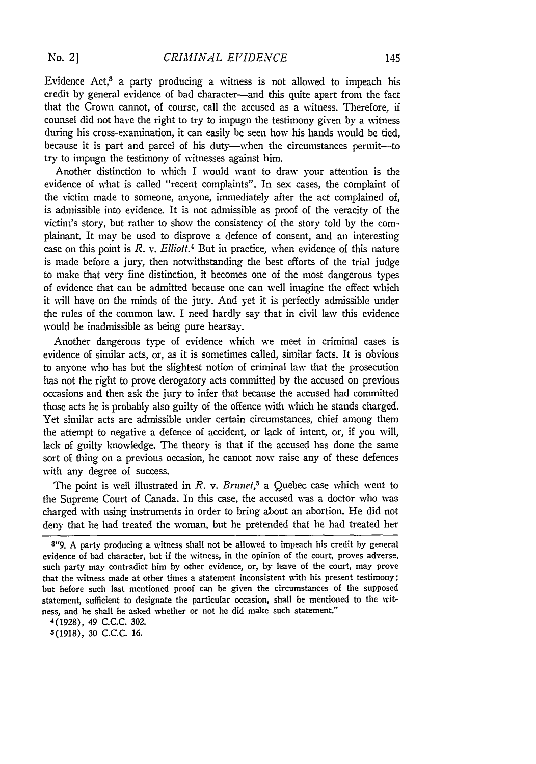Evidence Act,[3] a party producing a witness is not allowed to impeach his credit by general evidence of bad character—and this quite apart from the fact that the Crown cannot, of course, call the accused as a witness. Therefore, if counsel did not have the right to try to impugn the testimony given by a witness during his cross-examination, it can easily be seen how his hands would be tied, because it is part and parcel of his duty—when the circumstances permit—to try to impugn the testimony of witnesses against him.

Another distinction to which I would want to draw your attention is the evidence of what is called "recent complaints". In sex cases, the complaint of the victim made to someone, anyone, immediately after the act complained of, is admissible into evidence. It is not admissible as proof of the veracity of the victim's story, but rather to show the consistency of the story told by the complainant. It may be used to disprove a defence of consent, and an interesting case on this point is *R.* v. *Elliott*.[4] But in practice, when evidence of this nature is made before a jury, then notwithstanding the best efforts of the trial judge to make that very fine distinction, it becomes one of the most dangerous types of evidence that can be admitted because one can well imagine the effect which it will have on the minds of the jury. And yet it is perfectly admissible under the rules of the common law. I need hardly say that in civil law this evidence would be inadmissible as being pure hearsay.

Another dangerous type of evidence which we meet in criminal cases is evidence of similar acts, or, as it is sometimes called, similar facts. It is obvious to anyone who has but the slightest notion of criminal law that the prosecution has not the right to prove derogatory acts committed by the accused on previous occasions and then ask the jury to infer that because the accused had committed those acts he is probably also guilty of the offence with which he stands charged. Yet similar acts are admissible under certain circumstances, chief among them the attempt to negative a defence of accident, or lack of intent, or, if you will, lack of guilty knowledge. The theory is that if the accused has done the same sort of thing on a previous occasion, he cannot now raise any of these defences with any degree of success.

The point is well illustrated in *R.* v. *Brunet*,[5] a Quebec case which went to the Supreme Court of Canada. In this case, the accused was a doctor who was charged with using instruments in order to bring about an abortion. He did not deny that he had treated the woman, but he pretended that he had treated her

---

[3] "9. A party producing a witness shall not be allowed to impeach his credit by general evidence of bad character, but if the witness, in the opinion of the court, proves adverse, such party may contradict him by other evidence, or, by leave of the court, may prove that the witness made at other times a statement inconsistent with his present testimony; but before such last mentioned proof can be given the circumstances of the supposed statement, sufficient to designate the particular occasion, shall be mentioned to the witness, and he shall be asked whether or not he did make such statement."

[4] (1928), 49 C.C.C. 302.

[5] (1918), 30 C.C.C. 16.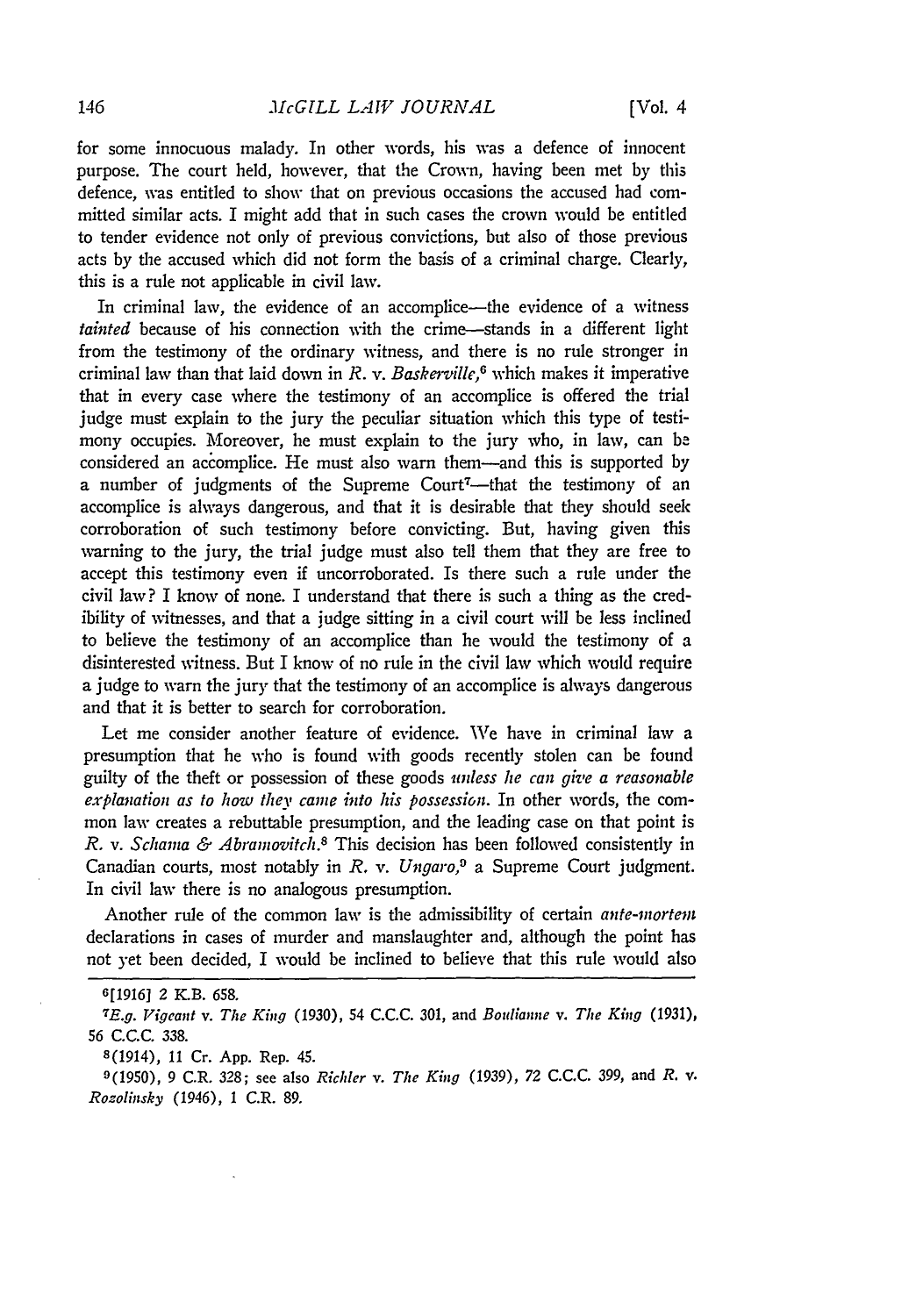for some innocuous malady. In other words, his was a defence of innocent purpose. The court held, however, that the Crown, having been met by this defence, was entitled to show that on previous occasions the accused had committed similar acts. I might add that in such cases the crown would be entitled to tender evidence not only of previous convictions, but also of those previous acts by the accused which did not form the basis of a criminal charge. Clearly, this is a rule not applicable in civil law.

In criminal law, the evidence of an accomplice—the evidence of a witness *tainted* because of his connection with the crime—stands in a different light from the testimony of the ordinary witness, and there is no rule stronger in criminal law than that laid down in *R.* v. *Baskerville*,[6] which makes it imperative that in every case where the testimony of an accomplice is offered the trial judge must explain to the jury the peculiar situation which this type of testimony occupies. Moreover, he must explain to the jury who, in law, can be considered an accomplice. He must also warn them—and this is supported by a number of judgments of the Supreme Court[7]—that the testimony of an accomplice is always dangerous, and that it is desirable that they should seek corroboration of such testimony before convicting. But, having given this warning to the jury, the trial judge must also tell them that they are free to accept this testimony even if uncorroborated. Is there such a rule under the civil law? I know of none. I understand that there is such a thing as the credibility of witnesses, and that a judge sitting in a civil court will be less inclined to believe the testimony of an accomplice than he would the testimony of a disinterested witness. But I know of no rule in the civil law which would require a judge to warn the jury that the testimony of an accomplice is always dangerous and that it is better to search for corroboration.

Let me consider another feature of evidence. We have in criminal law a presumption that he who is found with goods recently stolen can be found guilty of the theft or possession of these goods *unless he can give a reasonable explanation as to how they came into his possession*. In other words, the common law creates a rebuttable presumption, and the leading case on that point is *R.* v. *Schama & Abramovitch*.[8] This decision has been followed consistently in Canadian courts, most notably in *R.* v. *Ungaro*,[9] a Supreme Court judgment. In civil law there is no analogous presumption.

Another rule of the common law is the admissibility of certain *ante-mortem* declarations in cases of murder and manslaughter and, although the point has not yet been decided, I would be inclined to believe that this rule would also

---

[6] [1916] 2 K.B. 658.

[7] *E.g. Vigeant* v. *The King* (1930), 54 C.C.C. 301, and *Boulianne* v. *The King* (1931), 56 C.C.C. 338.

[8] (1914), 11 Cr. App. Rep. 45.

[9] (1950), 9 C.R. 328; see also *Richler* v. *The King* (1939), 72 C.C.C. 399, and *R.* v. *Rozolinsky* (1946), 1 C.R. 89.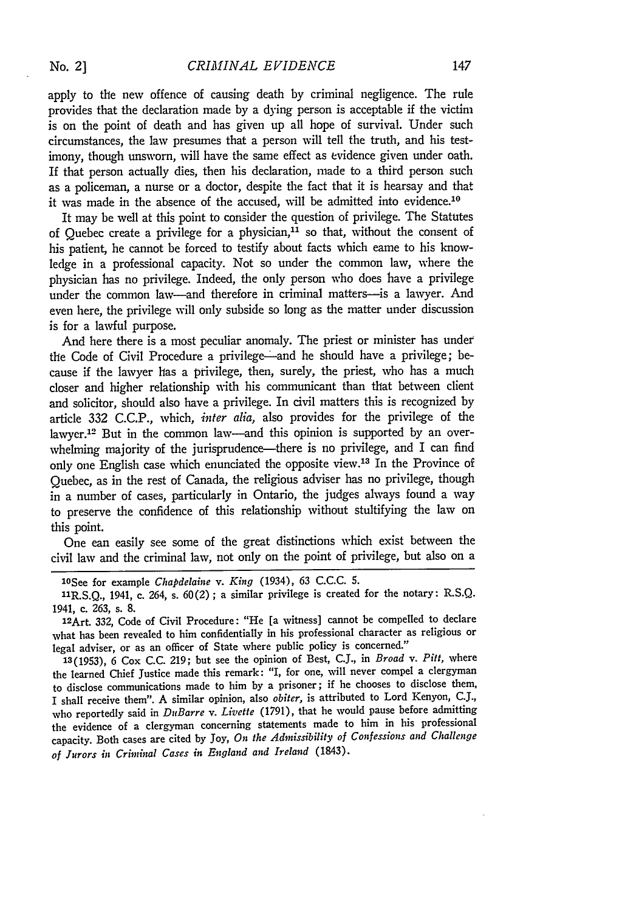apply to the new offence of causing death by criminal negligence. The rule provides that the declaration made by a dying person is acceptable if the victim is on the point of death and has given up all hope of survival. Under such circumstances, the law presumes that a person will tell the truth, and his testimony, though unsworn, will have the same effect as evidence given under oath. If that person actually dies, then his declaration, made to a third person such as a policeman, a nurse or a doctor, despite the fact that it is hearsay and that it was made in the absence of the accused, will be admitted into evidence.[10]

It may be well at this point to consider the question of privilege. The Statutes of Quebec create a privilege for a physician,[11] so that, without the consent of his patient, he cannot be forced to testify about facts which came to his knowledge in a professional capacity. Not so under the common law, where the physician has no privilege. Indeed, the only person who does have a privilege under the common law—and therefore in criminal matters—is a lawyer. And even here, the privilege will only subside so long as the matter under discussion is for a lawful purpose.

And here there is a most peculiar anomaly. The priest or minister has under the Code of Civil Procedure a privilege—and he should have a privilege; because if the lawyer has a privilege, then, surely, the priest, who has a much closer and higher relationship with his communicant than that between client and solicitor, should also have a privilege. In civil matters this is recognized by article 332 C.C.P., which, *inter alia*, also provides for the privilege of the lawyer.[12] But in the common law—and this opinion is supported by an overwhelming majority of the jurisprudence—there is no privilege, and I can find only one English case which enunciated the opposite view.[13] In the Province of Quebec, as in the rest of Canada, the religious adviser has no privilege, though in a number of cases, particularly in Ontario, the judges always found a way to preserve the confidence of this relationship without stultifying the law on this point.

One can easily see some of the great distinctions which exist between the civil law and the criminal law, not only on the point of privilege, but also on a

---

[10] See for example *Chapdelaine* v. *King* (1934), 63 C.C.C. 5.

[11] R.S.Q., 1941, c. 264, s. 60(2); a similar privilege is created for the notary: R.S.Q. 1941, c. 263, s. 8.

[12] Art. 332, Code of Civil Procedure: "He [a witness] cannot be compelled to declare what has been revealed to him confidentially in his professional character as religious or legal adviser, or as an officer of State where public policy is concerned."

[13] (1953), 6 Cox C.C. 219; but see the opinion of Best, C.J., in *Broad* v. *Pitt*, where the learned Chief Justice made this remark: "I, for one, will never compel a clergyman to disclose communications made to him by a prisoner; if he chooses to disclose them, I shall receive them". A similar opinion, also *obiter*, is attributed to Lord Kenyon, C.J., who reportedly said in *DuBarre* v. *Livette* (1791), that he would pause before admitting the evidence of a clergyman concerning statements made to him in his professional capacity. Both cases are cited by Joy, *On the Admissibility of Confessions and Challenge of Jurors in Criminal Cases in England and Ireland* (1843).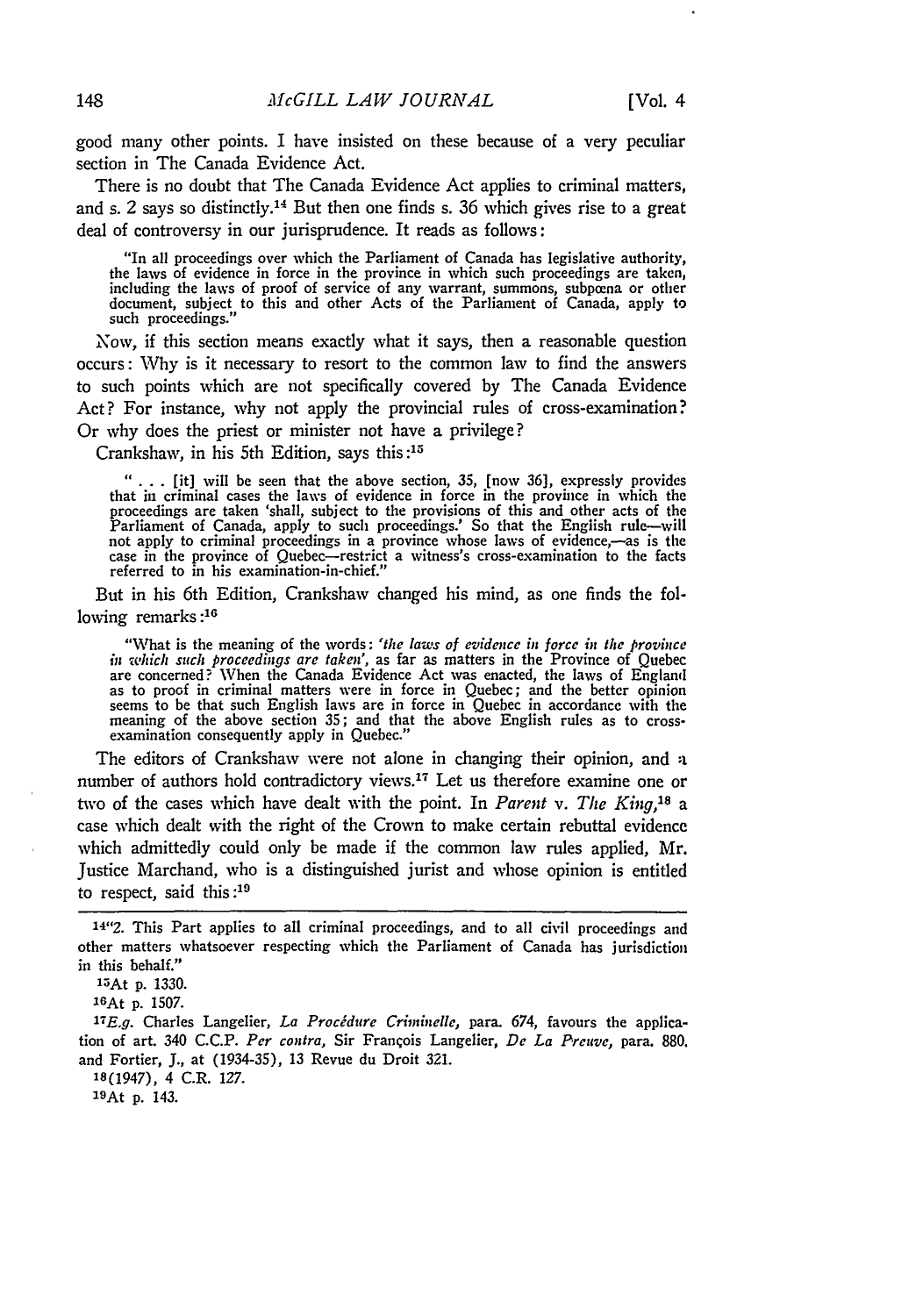good many other points. I have insisted on these because of a very peculiar section in The Canada Evidence Act.

There is no doubt that The Canada Evidence Act applies to criminal matters, and s. 2 says so distinctly.[14] But then one finds s. 36 which gives rise to a great deal of controversy in our jurisprudence. It reads as follows:

> "In all proceedings over which the Parliament of Canada has legislative authority, the laws of evidence in force in the province in which such proceedings are taken, including the laws of proof of service of any warrant, summons, subpœna or other document, subject to this and other Acts of the Parliament of Canada, apply to such proceedings."

Now, if this section means exactly what it says, then a reasonable question occurs: Why is it necessary to resort to the common law to find the answers to such points which are not specifically covered by The Canada Evidence Act? For instance, why not apply the provincial rules of cross-examination? Or why does the priest or minister not have a privilege?

Crankshaw, in his 5th Edition, says this:[15]

> "... [it] will be seen that the above section, 35, [now 36], expressly provides that in criminal cases the laws of evidence in force in the province in which the proceedings are taken 'shall, subject to the provisions of this and other acts of the Parliament of Canada, apply to such proceedings.' So that the English rule—will not apply to criminal proceedings in a province whose laws of evidence,—as is the case in the province of Quebec—restrict a witness's cross-examination to the facts referred to in his examination-in-chief."

But in his 6th Edition, Crankshaw changed his mind, as one finds the following remarks:[16]

> "What is the meaning of the words: *'the laws of evidence in force in the province in which such proceedings are taken'*, as far as matters in the Province of Quebec are concerned? When the Canada Evidence Act was enacted, the laws of England as to proof in criminal matters were in force in Quebec; and the better opinion seems to be that such English laws are in force in Quebec in accordance with the meaning of the above section 35; and that the above English rules as to cross-examination consequently apply in Quebec."

The editors of Crankshaw were not alone in changing their opinion, and a number of authors hold contradictory views.[17] Let us therefore examine one or two of the cases which have dealt with the point. In *Parent* v. *The King*,[18] a case which dealt with the right of the Crown to make certain rebuttal evidence which admittedly could only be made if the common law rules applied, Mr. Justice Marchand, who is a distinguished jurist and whose opinion is entitled to respect, said this:[19]

---

[14] "2. This Part applies to all criminal proceedings, and to all civil proceedings and other matters whatsoever respecting which the Parliament of Canada has jurisdiction in this behalf."

[15] At p. 1330.

[16] At p. 1507.

[17] *E.g.* Charles Langelier, *La Procédure Criminelle*, para. 674, favours the application of art. 340 C.C.P. *Per contra*, Sir François Langelier, *De La Preuve*, para. 880, and Fortier, J., at (1934-35), 13 Revue du Droit 321.

[18] (1947), 4 C.R. 127.

[19] At p. 143.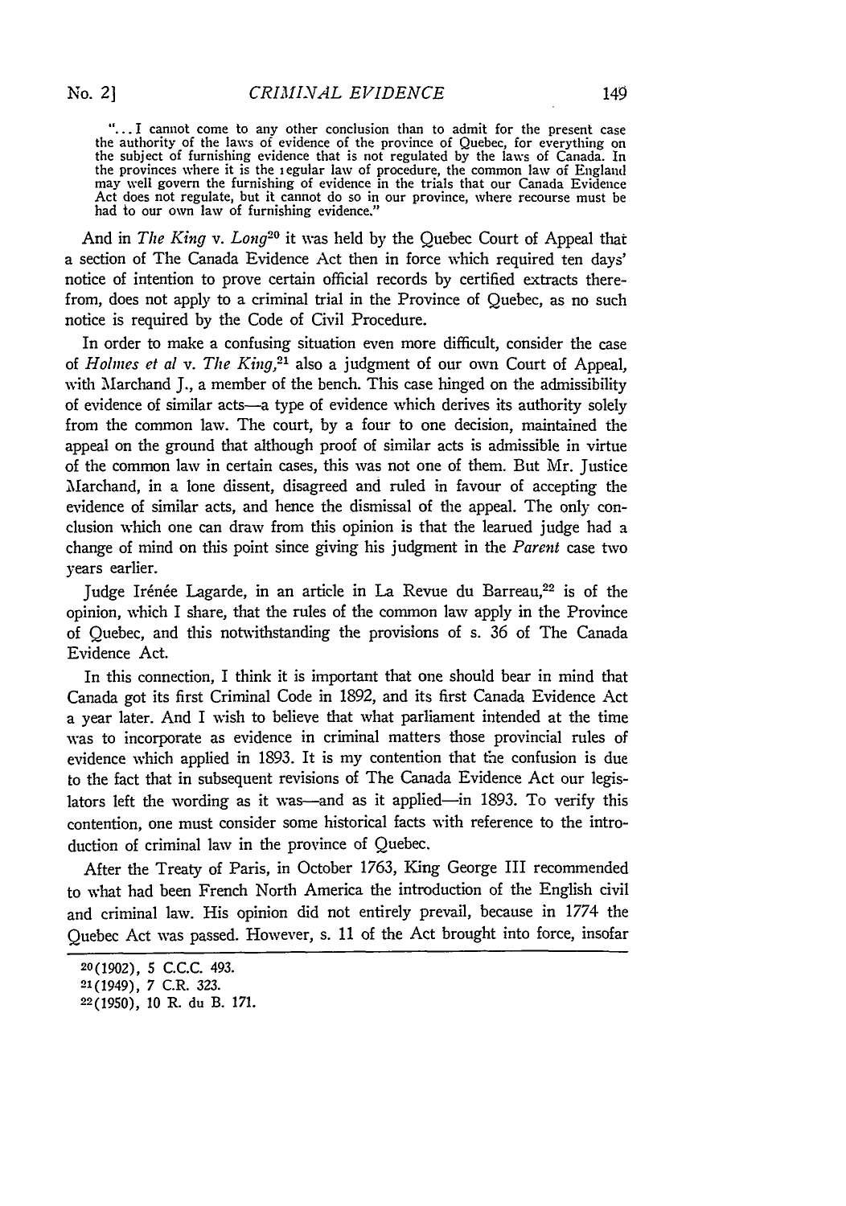> "... I cannot come to any other conclusion than to admit for the present case the authority of the laws of evidence of the province of Quebec, for everything on the subject of furnishing evidence that is not regulated by the laws of Canada. In the provinces where it is the regular law of procedure, the common law of England may well govern the furnishing of evidence in the trials that our Canada Evidence Act does not regulate, but it cannot do so in our province, where recourse must be had to our own law of furnishing evidence."

And in *The King* v. *Long*[20] it was held by the Quebec Court of Appeal that a section of The Canada Evidence Act then in force which required ten days' notice of intention to prove certain official records by certified extracts therefrom, does not apply to a criminal trial in the Province of Quebec, as no such notice is required by the Code of Civil Procedure.

In order to make a confusing situation even more difficult, consider the case of *Holmes et al* v. *The King*,[21] also a judgment of our own Court of Appeal, with Marchand J., a member of the bench. This case hinged on the admissibility of evidence of similar acts—a type of evidence which derives its authority solely from the common law. The court, by a four to one decision, maintained the appeal on the ground that although proof of similar acts is admissible in virtue of the common law in certain cases, this was not one of them. But Mr. Justice Marchand, in a lone dissent, disagreed and ruled in favour of accepting the evidence of similar acts, and hence the dismissal of the appeal. The only conclusion which one can draw from this opinion is that the learued judge had a change of mind on this point since giving his judgment in the *Parent* case two years earlier.

Judge Irénée Lagarde, in an article in La Revue du Barreau,[22] is of the opinion, which I share, that the rules of the common law apply in the Province of Quebec, and this notwithstanding the provisions of s. 36 of The Canada Evidence Act.

In this connection, I think it is important that one should bear in mind that Canada got its first Criminal Code in 1892, and its first Canada Evidence Act a year later. And I wish to believe that what parliament intended at the time was to incorporate as evidence in criminal matters those provincial rules of evidence which applied in 1893. It is my contention that the confusion is due to the fact that in subsequent revisions of The Canada Evidence Act our legislators left the wording as it was—and as it applied—in 1893. To verify this contention, one must consider some historical facts with reference to the introduction of criminal law in the province of Quebec.

After the Treaty of Paris, in October 1763, King George III recommended to what had been French North America the introduction of the English civil and criminal law. His opinion did not entirely prevail, because in 1774 the Quebec Act was passed. However, s. 11 of the Act brought into force, insofar

---

[20](1902), 5 C.C.C. 493.

[21](1949), 7 C.R. 323.

[22](1950), 10 R. du B. 171.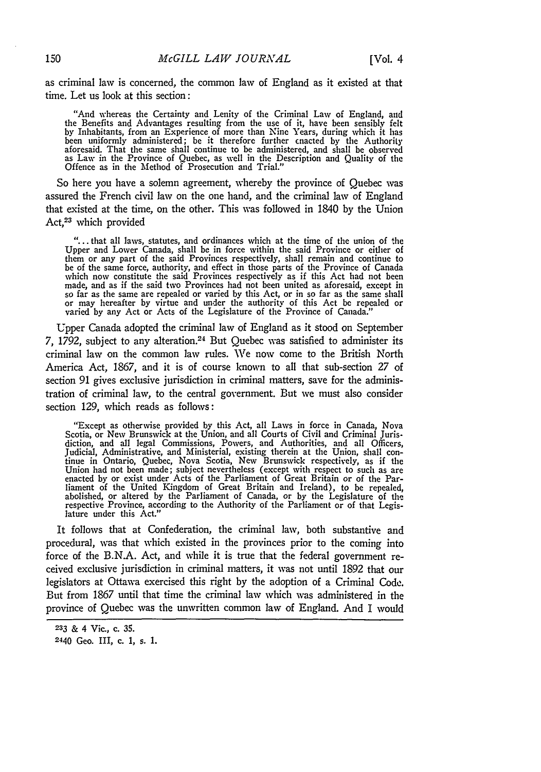as criminal law is concerned, the common law of England as it existed at that time. Let us look at this section:

> "And whereas the Certainty and Lenity of the Criminal Law of England, and the Benefits and Advantages resulting from the use of it, have been sensibly felt by Inhabitants, from an Experience of more than Nine Years, during which it has been uniformly administered; be it therefore further enacted by the Authority aforesaid. That the same shall continue to be administered, and shall be observed as Law in the Province of Quebec, as well in the Description and Quality of the Offence as in the Method of Prosecution and Trial."

So here you have a solemn agreement, whereby the province of Quebec was assured the French civil law on the one hand, and the criminal law of England that existed at the time, on the other. This was followed in 1840 by the Union Act,[23] which provided

> "... that all laws, statutes, and ordinances which at the time of the union of the Upper and Lower Canada, shall be in force within the said Province or either of them or any part of the said Provinces respectively, shall remain and continue to be of the same force, authority, and effect in those parts of the Province of Canada which now constitute the said Provinces respectively as if this Act had not been made, and as if the said two Provinces had not been united as aforesaid, except in so far as the same are repealed or varied by this Act, or in so far as the same shall or may hereafter by virtue and under the authority of this Act be repealed or varied by any Act or Acts of the Legislature of the Province of Canada."

Upper Canada adopted the criminal law of England as it stood on September 7, 1792, subject to any alteration.[24] But Quebec was satisfied to administer its criminal law on the common law rules. We now come to the British North America Act, 1867, and it is of course known to all that sub-section 27 of section 91 gives exclusive jurisdiction in criminal matters, save for the administration of criminal law, to the central government. But we must also consider section 129, which reads as follows:

> "Except as otherwise provided by this Act, all Laws in force in Canada, Nova Scotia, or New Brunswick at the Union, and all Courts of Civil and Criminal Jurisdiction, and all legal Commissions, Powers, and Authorities, and all Officers, Judicial, Administrative, and Ministerial, existing therein at the Union, shall continue in Ontario, Quebec, Nova Scotia, New Brunswick respectively, as if the Union had not been made; subject nevertheless (except with respect to such as are enacted by or exist under Acts of the Parliament of Great Britain or of the Parliament of the United Kingdom of Great Britain and Ireland), to be repealed, abolished, or altered by the Parliament of Canada, or by the Legislature of the respective Province, according to the Authority of the Parliament or of that Legislature under this Act."

It follows that at Confederation, the criminal law, both substantive and procedural, was that which existed in the provinces prior to the coming into force of the B.N.A. Act, and while it is true that the federal government received exclusive jurisdiction in criminal matters, it was not until 1892 that our legislators at Ottawa exercised this right by the adoption of a Criminal Code. But from 1867 until that time the criminal law which was administered in the province of Quebec was the unwritten common law of England. And I would

---

[23] 3 & 4 Vic., c. 35.

[24] 40 Geo. III, c. 1, s. 1.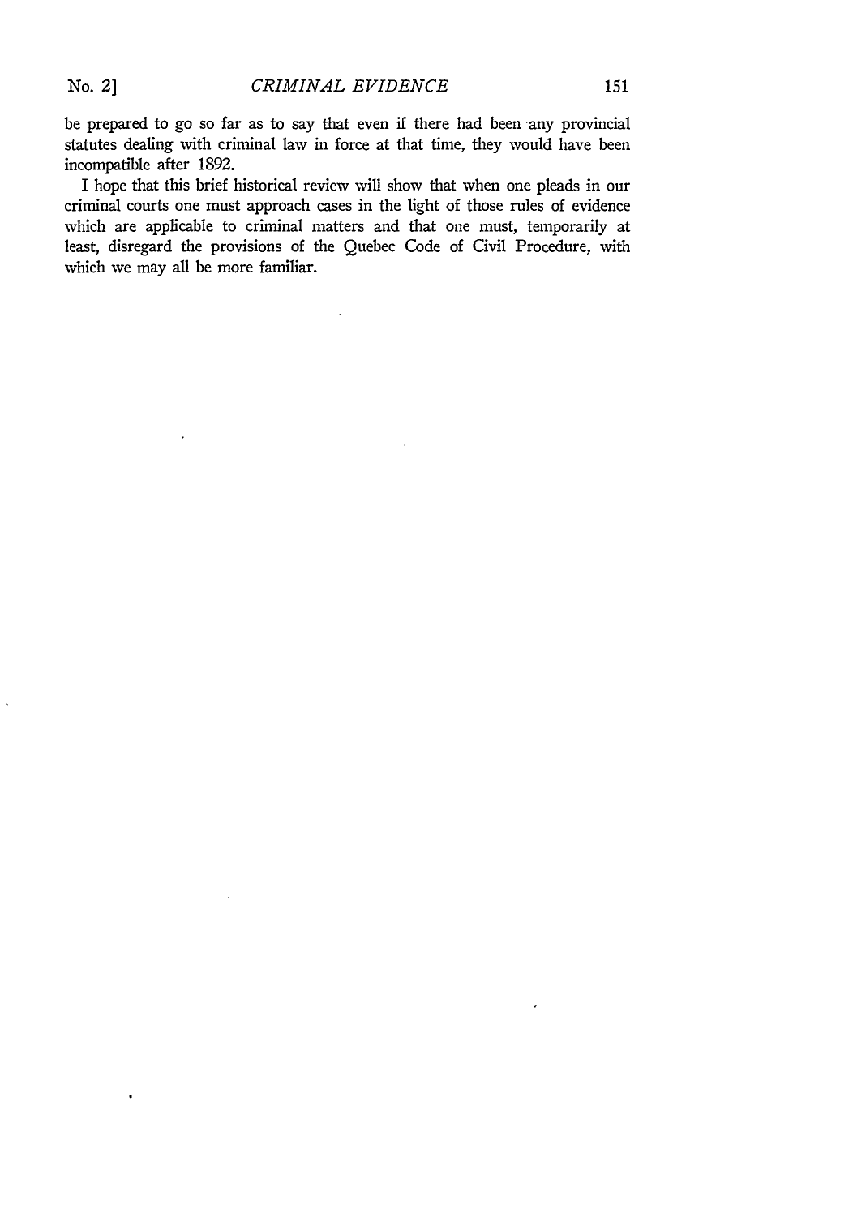be prepared to go so far as to say that even if there had been any provincial statutes dealing with criminal law in force at that time, they would have been incompatible after 1892.

I hope that this brief historical review will show that when one pleads in our criminal courts one must approach cases in the light of those rules of evidence which are applicable to criminal matters and that one must, temporarily at least, disregard the provisions of the Quebec Code of Civil Procedure, with which we may all be more familiar.